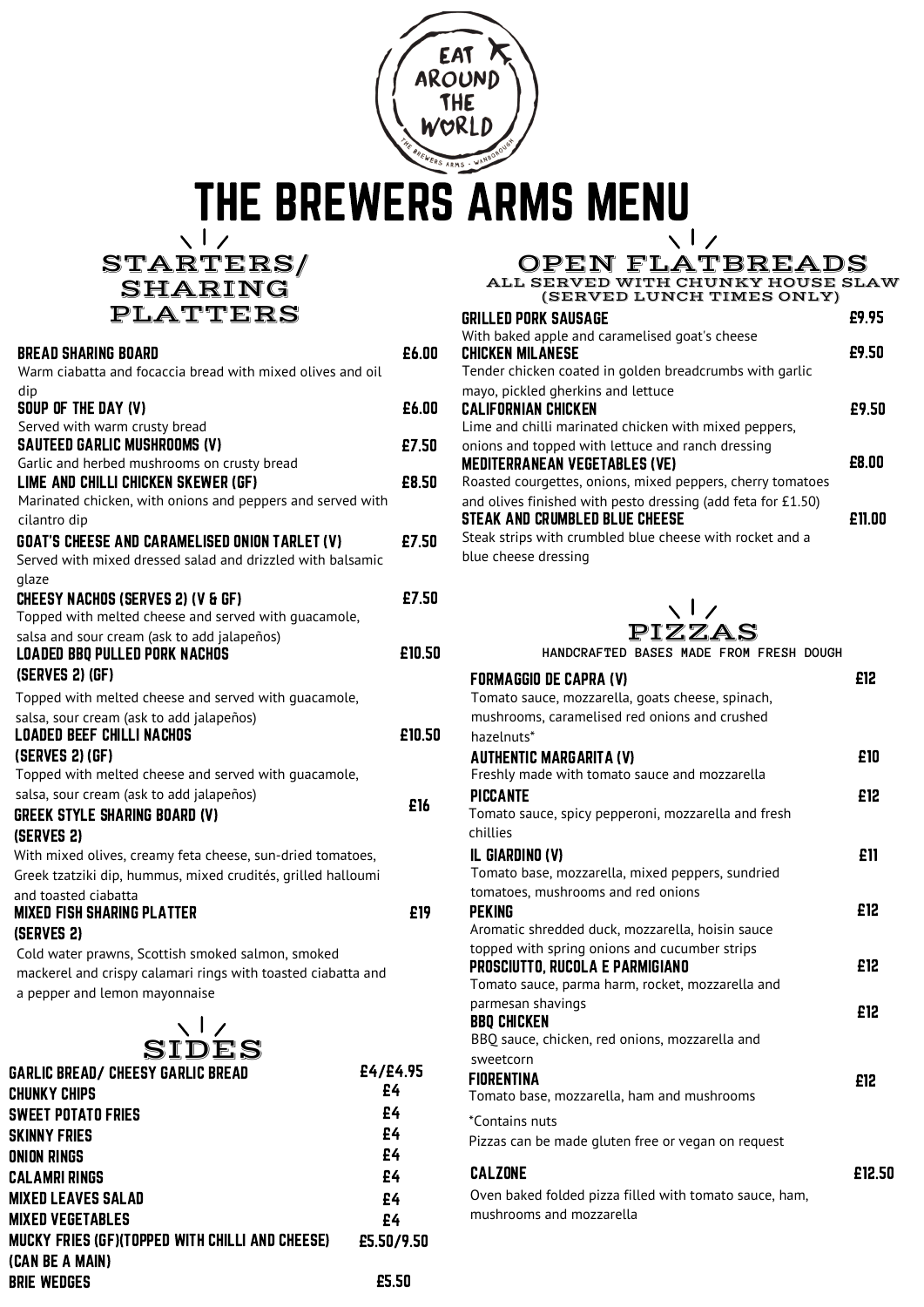EAT AROUND THE WORLD

THE BREWERS ARMS · WANBOROUGH

# THE BREWERS ARMS MENU

## STARTERS/ SHARING PLATTERS

**BREAD SHARING BOARD** £6.00
Warm ciabatta and focaccia bread with mixed olives and oil dip

**SOUP OF THE DAY (V)** £6.00
Served with warm crusty bread

**SAUTEED GARLIC MUSHROOMS (V)** £7.50
Garlic and herbed mushrooms on crusty bread

**LIME AND CHILLI CHICKEN SKEWER (GF)** £8.50
Marinated chicken, with onions and peppers and served with cilantro dip

**GOAT'S CHEESE AND CARAMELISED ONION TARLET (V)** £7.50
Served with mixed dressed salad and drizzled with balsamic glaze

**CHEESY NACHOS (SERVES 2) (V & GF)** £7.50
Topped with melted cheese and served with guacamole, salsa and sour cream (ask to add jalapeños)

**LOADED BBQ PULLED PORK NACHOS (SERVES 2) (GF)** £10.50
Topped with melted cheese and served with guacamole, salsa, sour cream (ask to add jalapeños)

**LOADED BEEF CHILLI NACHOS (SERVES 2) (GF)** £10.50
Topped with melted cheese and served with guacamole, salsa, sour cream (ask to add jalapeños)

**GREEK STYLE SHARING BOARD (V) (SERVES 2)** £16
With mixed olives, creamy feta cheese, sun-dried tomatoes, Greek tzatziki dip, hummus, mixed crudités, grilled halloumi and toasted ciabatta

**MIXED FISH SHARING PLATTER (SERVES 2)** £19
Cold water prawns, Scottish smoked salmon, smoked mackerel and crispy calamari rings with toasted ciabatta and a pepper and lemon mayonnaise

## SIDES

| Item | Price |
| --- | --- |
| GARLIC BREAD/ CHEESY GARLIC BREAD | £4/£4.95 |
| CHUNKY CHIPS | £4 |
| SWEET POTATO FRIES | £4 |
| SKINNY FRIES | £4 |
| ONION RINGS | £4 |
| CALAMRI RINGS | £4 |
| MIXED LEAVES SALAD | £4 |
| MIXED VEGETABLES | £4 |
| MUCKY FRIES (GF)(TOPPED WITH CHILLI AND CHEESE) (CAN BE A MAIN) | £5.50/9.50 |
| BRIE WEDGES | £5.50 |

## OPEN FLATBREADS

### ALL SERVED WITH CHUNKY HOUSE SLAW (SERVED LUNCH TIMES ONLY)

**GRILLED PORK SAUSAGE** £9.95
With baked apple and caramelised goat's cheese

**CHICKEN MILANESE** £9.50
Tender chicken coated in golden breadcrumbs with garlic mayo, pickled gherkins and lettuce

**CALIFORNIAN CHICKEN** £9.50
Lime and chilli marinated chicken with mixed peppers, onions and topped with lettuce and ranch dressing

**MEDITERRANEAN VEGETABLES (VE)** £8.00
Roasted courgettes, onions, mixed peppers, cherry tomatoes and olives finished with pesto dressing (add feta for £1.50)

**STEAK AND CRUMBLED BLUE CHEESE** £11.00
Steak strips with crumbled blue cheese with rocket and a blue cheese dressing

## PIZZAS

HANDCRAFTED BASES MADE FROM FRESH DOUGH

**FORMAGGIO DE CAPRA (V)** £12
Tomato sauce, mozzarella, goats cheese, spinach, mushrooms, caramelised red onions and crushed hazelnuts*

**AUTHENTIC MARGARITA (V)** £10
Freshly made with tomato sauce and mozzarella

**PICCANTE** £12
Tomato sauce, spicy pepperoni, mozzarella and fresh chillies

**IL GIARDINO (V)** £11
Tomato base, mozzarella, mixed peppers, sundried tomatoes, mushrooms and red onions

**PEKING** £12
Aromatic shredded duck, mozzarella, hoisin sauce topped with spring onions and cucumber strips

**PROSCIUTTO, RUCOLA E PARMIGIANO** £12
Tomato sauce, parma harm, rocket, mozzarella and parmesan shavings

**BBQ CHICKEN** £12
BBQ sauce, chicken, red onions, mozzarella and sweetcorn

**FIORENTINA** £12
Tomato base, mozzarella, ham and mushrooms

*Contains nuts

Pizzas can be made gluten free or vegan on request

**CALZONE** £12.50
Oven baked folded pizza filled with tomato sauce, ham, mushrooms and mozzarella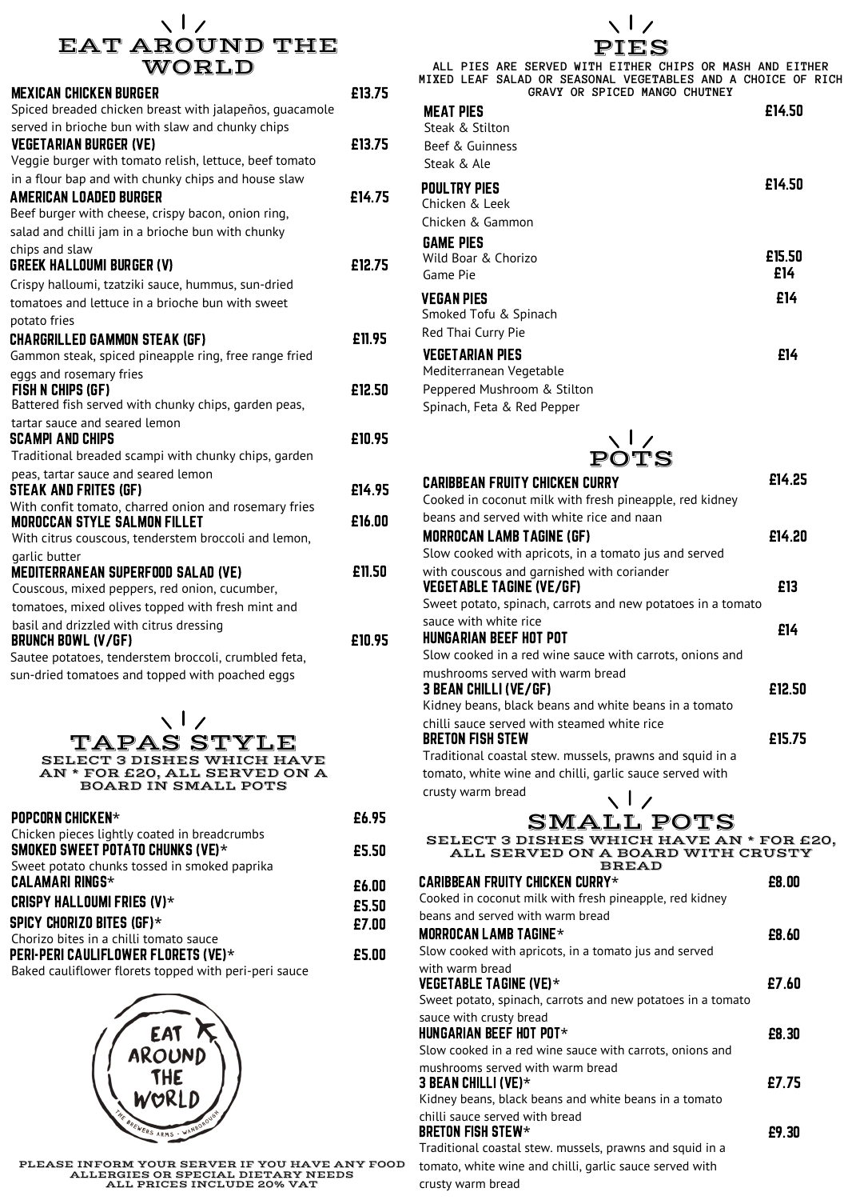# EAT AROUND THE WORLD

**MEXICAN CHICKEN BURGER** £13.75
Spiced breaded chicken breast with jalapeños, guacamole served in brioche bun with slaw and chunky chips

**VEGETARIAN BURGER (VE)** £13.75
Veggie burger with tomato relish, lettuce, beef tomato in a flour bap and with chunky chips and house slaw

**AMERICAN LOADED BURGER** £14.75
Beef burger with cheese, crispy bacon, onion ring, salad and chilli jam in a brioche bun with chunky chips and slaw

**GREEK HALLOUMI BURGER (V)** £12.75
Crispy halloumi, tzatziki sauce, hummus, sun-dried tomatoes and lettuce in a brioche bun with sweet potato fries

**CHARGRILLED GAMMON STEAK (GF)** £11.95
Gammon steak, spiced pineapple ring, free range fried eggs and rosemary fries

**FISH N CHIPS (GF)** £12.50
Battered fish served with chunky chips, garden peas, tartar sauce and seared lemon

**SCAMPI AND CHIPS** £10.95
Traditional breaded scampi with chunky chips, garden peas, tartar sauce and seared lemon

**STEAK AND FRITES (GF)** £14.95
With confit tomato, charred onion and rosemary fries

**MOROCCAN STYLE SALMON FILLET** £16.00
With citrus couscous, tenderstem broccoli and lemon, garlic butter

**MEDITERRANEAN SUPERFOOD SALAD (VE)** £11.50
Couscous, mixed peppers, red onion, cucumber, tomatoes, mixed olives topped with fresh mint and basil and drizzled with citrus dressing

**BRUNCH BOWL (V/GF)** £10.95
Sautee potatoes, tenderstem broccoli, crumbled feta, sun-dried tomatoes and topped with poached eggs

# TAPAS STYLE

SELECT 3 DISHES WHICH HAVE AN * FOR £20, ALL SERVED ON A BOARD IN SMALL POTS

**POPCORN CHICKEN*** £6.95
Chicken pieces lightly coated in breadcrumbs

**SMOKED SWEET POTATO CHUNKS (VE)*** £5.50
Sweet potato chunks tossed in smoked paprika

**CALAMARI RINGS*** £6.00

**CRISPY HALLOUMI FRIES (V)*** £5.50

**SPICY CHORIZO BITES (GF)*** £7.00
Chorizo bites in a chilli tomato sauce

**PERI-PERI CAULIFLOWER FLORETS (VE)*** £5.00
Baked cauliflower florets topped with peri-peri sauce

EAT AROUND THE WORLD
THE BREWERS ARMS · WANBOROUGH

PLEASE INFORM YOUR SERVER IF YOU HAVE ANY FOOD ALLERGIES OR SPECIAL DIETARY NEEDS
ALL PRICES INCLUDE 20% VAT

# PIES

ALL PIES ARE SERVED WITH EITHER CHIPS OR MASH AND EITHER MIXED LEAF SALAD OR SEASONAL VEGETABLES AND A CHOICE OF RICH GRAVY OR SPICED MANGO CHUTNEY

**MEAT PIES** £14.50
Steak & Stilton
Beef & Guinness
Steak & Ale

**POULTRY PIES** £14.50
Chicken & Leek
Chicken & Gammon

**GAME PIES**
Wild Boar & Chorizo £15.50
Game Pie £14

**VEGAN PIES** £14
Smoked Tofu & Spinach
Red Thai Curry Pie

**VEGETARIAN PIES** £14
Mediterranean Vegetable
Peppered Mushroom & Stilton
Spinach, Feta & Red Pepper

# POTS

**CARIBBEAN FRUITY CHICKEN CURRY** £14.25
Cooked in coconut milk with fresh pineapple, red kidney beans and served with white rice and naan

**MORROCAN LAMB TAGINE (GF)** £14.20
Slow cooked with apricots, in a tomato jus and served with couscous and garnished with coriander

**VEGETABLE TAGINE (VE/GF)** £13
Sweet potato, spinach, carrots and new potatoes in a tomato sauce with white rice

**HUNGARIAN BEEF HOT POT** £14
Slow cooked in a red wine sauce with carrots, onions and mushrooms served with warm bread

**3 BEAN CHILLI (VE/GF)** £12.50
Kidney beans, black beans and white beans in a tomato chilli sauce served with steamed white rice

**BRETON FISH STEW** £15.75
Traditional coastal stew. mussels, prawns and squid in a tomato, white wine and chilli, garlic sauce served with crusty warm bread

# SMALL POTS

SELECT 3 DISHES WHICH HAVE AN * FOR £20, ALL SERVED ON A BOARD WITH CRUSTY BREAD

**CARIBBEAN FRUITY CHICKEN CURRY*** £8.00
Cooked in coconut milk with fresh pineapple, red kidney beans and served with warm bread

**MORROCAN LAMB TAGINE*** £8.60
Slow cooked with apricots, in a tomato jus and served with warm bread

**VEGETABLE TAGINE (VE)*** £7.60
Sweet potato, spinach, carrots and new potatoes in a tomato sauce with crusty bread

**HUNGARIAN BEEF HOT POT*** £8.30
Slow cooked in a red wine sauce with carrots, onions and mushrooms served with warm bread

**3 BEAN CHILLI (VE)*** £7.75
Kidney beans, black beans and white beans in a tomato chilli sauce served with bread

**BRETON FISH STEW*** £9.30
Traditional coastal stew. mussels, prawns and squid in a tomato, white wine and chilli, garlic sauce served with crusty warm bread